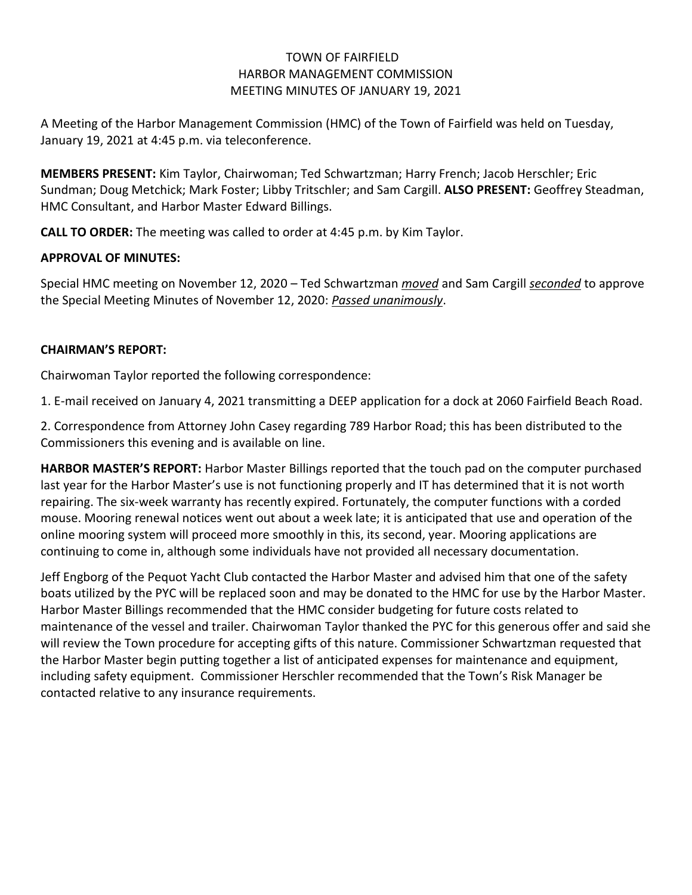# TOWN OF FAIRFIELD
## HARBOR MANAGEMENT COMMISSION
## MEETING MINUTES OF JANUARY 19, 2021

A Meeting of the Harbor Management Commission (HMC) of the Town of Fairfield was held on Tuesday, January 19, 2021 at 4:45 p.m. via teleconference.

**MEMBERS PRESENT:** Kim Taylor, Chairwoman; Ted Schwartzman; Harry French; Jacob Herschler; Eric Sundman; Doug Metchick; Mark Foster; Libby Tritschler; and Sam Cargill. **ALSO PRESENT:** Geoffrey Steadman, HMC Consultant, and Harbor Master Edward Billings.

**CALL TO ORDER:** The meeting was called to order at 4:45 p.m. by Kim Taylor.

**APPROVAL OF MINUTES:**

Special HMC meeting on November 12, 2020 – Ted Schwartzman *moved* and Sam Cargill *seconded* to approve the Special Meeting Minutes of November 12, 2020: *Passed unanimously*.

**CHAIRMAN'S REPORT:**

Chairwoman Taylor reported the following correspondence:

1. E-mail received on January 4, 2021 transmitting a DEEP application for a dock at 2060 Fairfield Beach Road.

2. Correspondence from Attorney John Casey regarding 789 Harbor Road; this has been distributed to the Commissioners this evening and is available on line.

**HARBOR MASTER'S REPORT:** Harbor Master Billings reported that the touch pad on the computer purchased last year for the Harbor Master's use is not functioning properly and IT has determined that it is not worth repairing. The six-week warranty has recently expired. Fortunately, the computer functions with a corded mouse. Mooring renewal notices went out about a week late; it is anticipated that use and operation of the online mooring system will proceed more smoothly in this, its second, year. Mooring applications are continuing to come in, although some individuals have not provided all necessary documentation.

Jeff Engborg of the Pequot Yacht Club contacted the Harbor Master and advised him that one of the safety boats utilized by the PYC will be replaced soon and may be donated to the HMC for use by the Harbor Master. Harbor Master Billings recommended that the HMC consider budgeting for future costs related to maintenance of the vessel and trailer. Chairwoman Taylor thanked the PYC for this generous offer and said she will review the Town procedure for accepting gifts of this nature. Commissioner Schwartzman requested that the Harbor Master begin putting together a list of anticipated expenses for maintenance and equipment, including safety equipment. Commissioner Herschler recommended that the Town's Risk Manager be contacted relative to any insurance requirements.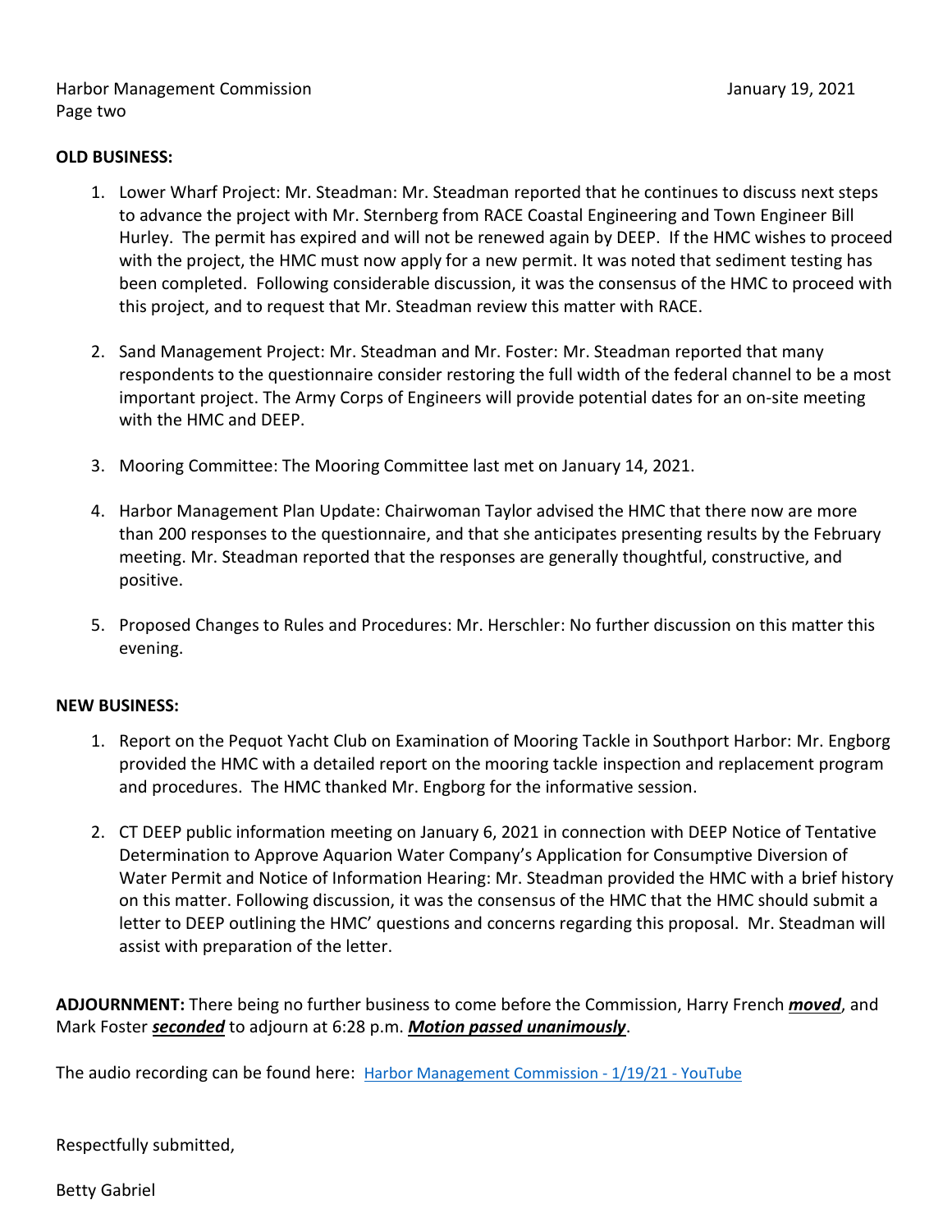**OLD BUSINESS:**

1. Lower Wharf Project: Mr. Steadman: Mr. Steadman reported that he continues to discuss next steps to advance the project with Mr. Sternberg from RACE Coastal Engineering and Town Engineer Bill Hurley. The permit has expired and will not be renewed again by DEEP. If the HMC wishes to proceed with the project, the HMC must now apply for a new permit. It was noted that sediment testing has been completed. Following considerable discussion, it was the consensus of the HMC to proceed with this project, and to request that Mr. Steadman review this matter with RACE.

2. Sand Management Project: Mr. Steadman and Mr. Foster: Mr. Steadman reported that many respondents to the questionnaire consider restoring the full width of the federal channel to be a most important project. The Army Corps of Engineers will provide potential dates for an on-site meeting with the HMC and DEEP.

3. Mooring Committee: The Mooring Committee last met on January 14, 2021.

4. Harbor Management Plan Update: Chairwoman Taylor advised the HMC that there now are more than 200 responses to the questionnaire, and that she anticipates presenting results by the February meeting. Mr. Steadman reported that the responses are generally thoughtful, constructive, and positive.

5. Proposed Changes to Rules and Procedures: Mr. Herschler: No further discussion on this matter this evening.

**NEW BUSINESS:**

1. Report on the Pequot Yacht Club on Examination of Mooring Tackle in Southport Harbor: Mr. Engborg provided the HMC with a detailed report on the mooring tackle inspection and replacement program and procedures. The HMC thanked Mr. Engborg for the informative session.

2. CT DEEP public information meeting on January 6, 2021 in connection with DEEP Notice of Tentative Determination to Approve Aquarion Water Company's Application for Consumptive Diversion of Water Permit and Notice of Information Hearing: Mr. Steadman provided the HMC with a brief history on this matter. Following discussion, it was the consensus of the HMC that the HMC should submit a letter to DEEP outlining the HMC' questions and concerns regarding this proposal. Mr. Steadman will assist with preparation of the letter.

**ADJOURNMENT:** There being no further business to come before the Commission, Harry French ***moved***, and Mark Foster ***seconded*** to adjourn at 6:28 p.m. ***Motion passed unanimously***.

The audio recording can be found here: [Harbor Management Commission - 1/19/21 - YouTube]

Respectfully submitted,

Betty Gabriel